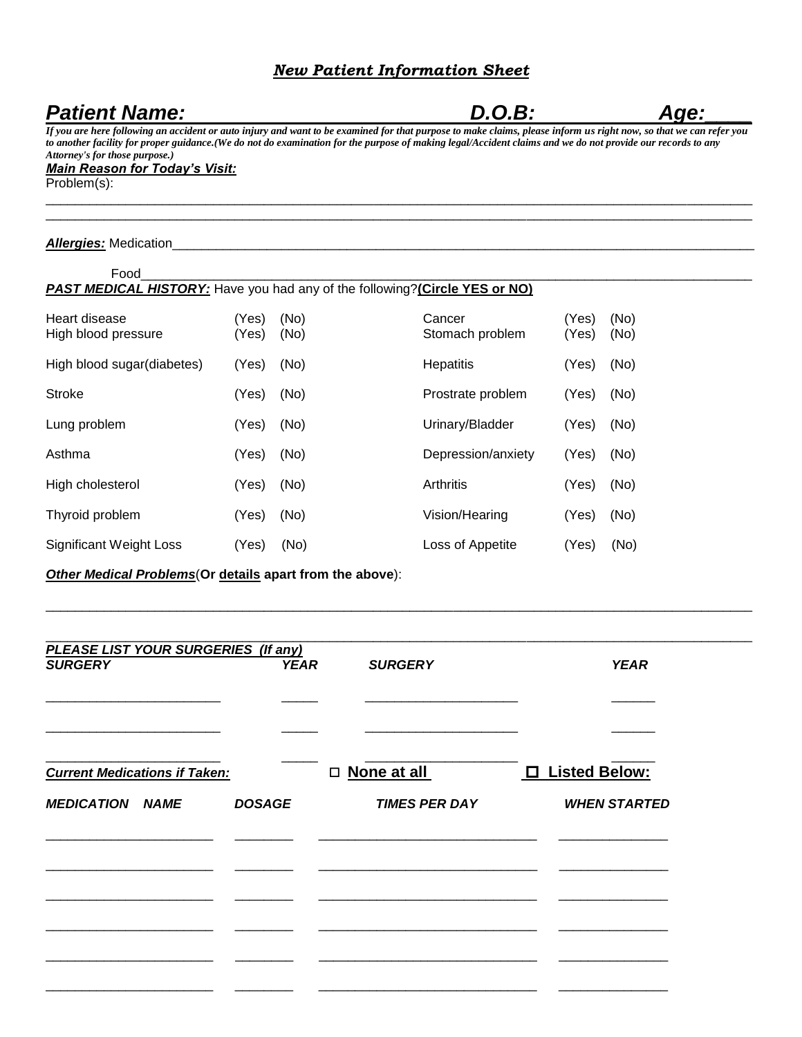# *New Patient Information Sheet*

***Patient Name:*** **D.O.B:** **Age:____**

***If you are here following an accident or auto injury and want to be examined for that purpose to make claims, please inform us right now, so that we can refer you to another facility for proper guidance.(We do not do examination for the purpose of making legal/Accident claims and we do not provide our records to any Attorney's for those purpose.)***

***Main Reason for Today's Visit:***

Problem(s):

___________________________________________________________________________________________

___________________________________________________________________________________________

***Allergies:*** Medication______________________________________________________________________

Food______________________________________________________________________________

***PAST MEDICAL HISTORY:*** Have you had any of the following?**(Circle YES or NO)**

| Condition | | | Condition | | |
|---|---|---|---|---|---|
| Heart disease | (Yes) | (No) | Cancer | (Yes) | (No) |
| High blood pressure | (Yes) | (No) | Stomach problem | (Yes) | (No) |
| High blood sugar(diabetes) | (Yes) | (No) | Hepatitis | (Yes) | (No) |
| Stroke | (Yes) | (No) | Prostrate problem | (Yes) | (No) |
| Lung problem | (Yes) | (No) | Urinary/Bladder | (Yes) | (No) |
| Asthma | (Yes) | (No) | Depression/anxiety | (Yes) | (No) |
| High cholesterol | (Yes) | (No) | Arthritis | (Yes) | (No) |
| Thyroid problem | (Yes) | (No) | Vision/Hearing | (Yes) | (No) |
| Significant Weight Loss | (Yes) | (No) | Loss of Appetite | (Yes) | (No) |

***Other Medical Problems***(**Or details apart from the above**):

___________________________________________________________________________________________

___________________________________________________________________________________________

***PLEASE LIST YOUR SURGERIES (If any)***

| *SURGERY* | *YEAR* | *SURGERY* | *YEAR* |
|---|---|---|---|
| ______________________ | _____ | ____________________ | ______ |
| ______________________ | _____ | ____________________ | ______ |
| ______________________ | _____ | ____________________ | ______ |

***Current Medications if Taken:*** ☐ **None at all** ☐ **Listed Below:**

| *MEDICATION NAME* | *DOSAGE* | *TIMES PER DAY* | *WHEN STARTED* |
|---|---|---|---|
| ______________________ | ________ | ____________________________ | ______________ |
| ______________________ | ________ | ____________________________ | ______________ |
| ______________________ | ________ | ____________________________ | ______________ |
| ______________________ | ________ | ____________________________ | ______________ |
| ______________________ | ________ | ____________________________ | ______________ |
| ______________________ | ________ | ____________________________ | ______________ |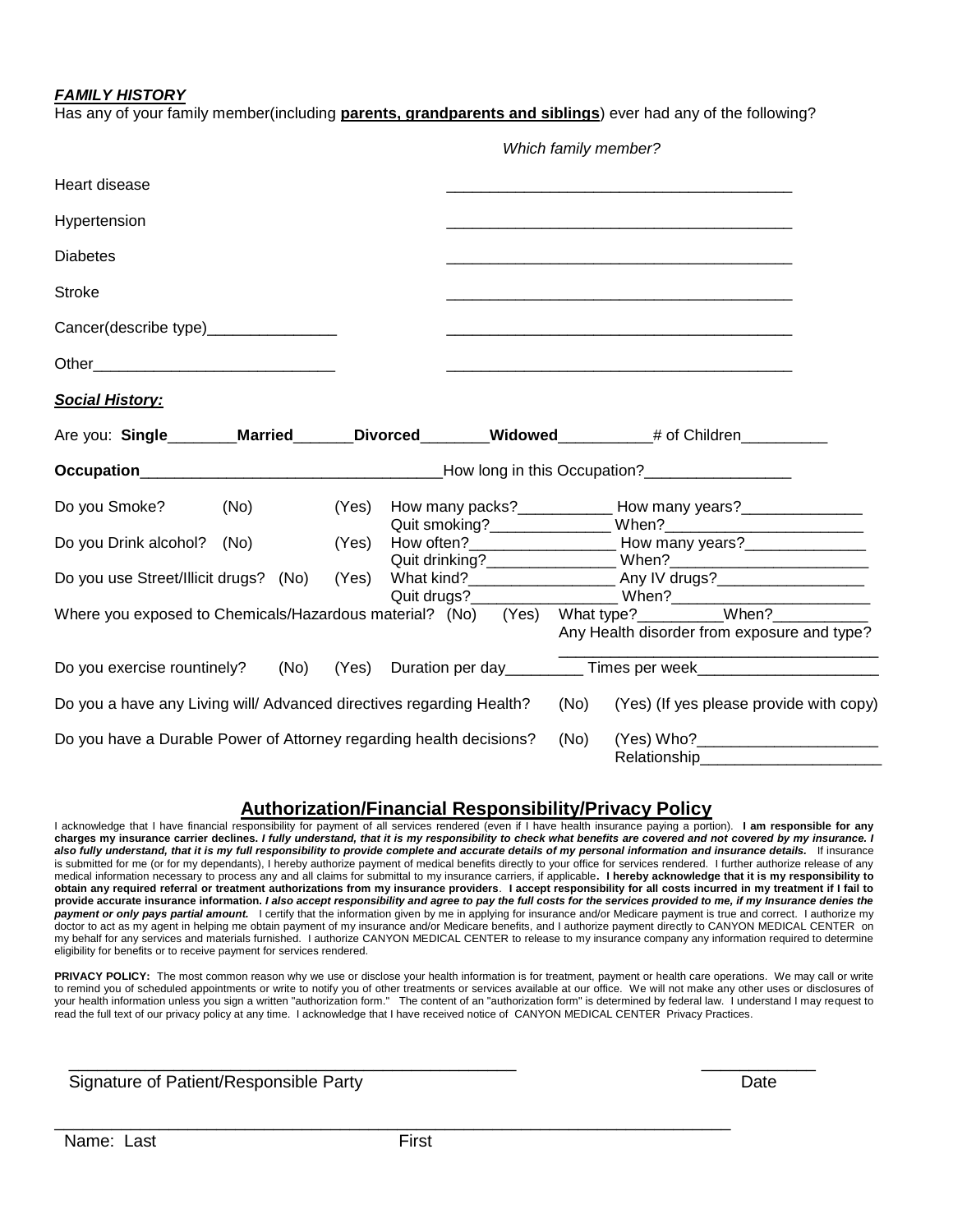***FAMILY HISTORY***

Has any of your family member(including **parents, grandparents and siblings**) ever had any of the following?

| | *Which family member?* |
|---|---|
| Heart disease | ________________________________________ |
| Hypertension | ________________________________________ |
| Diabetes | ________________________________________ |
| Stroke | ________________________________________ |
| Cancer(describe type)_______________ | ________________________________________ |
| Other____________________________ | ________________________________________ |

***Social History:***

Are you: **Single**________**Married**_______**Divorced**________**Widowed**___________# of Children__________

**Occupation**__________________________________How long in this Occupation?_________________

Do you Smoke? (No) (Yes) How many packs?___________ How many years?______________
Quit smoking?______________ When?_______________________

Do you Drink alcohol? (No) (Yes) How often?_________________ How many years?______________
Quit drinking?_______________ When?_______________________

Do you use Street/Illicit drugs? (No) (Yes) What kind?_________________ Any IV drugs?_________________
Quit drugs?_________________ When?_______________________

Where you exposed to Chemicals/Hazardous material? (No) (Yes) What type?__________When?___________
Any Health disorder from exposure and type?
_____________________________________

Do you exercise rountinely? (No) (Yes) Duration per day_________ Times per week____________________

Do you a have any Living will/ Advanced directives regarding Health? (No) (Yes) (If yes please provide with copy)

Do you have a Durable Power of Attorney regarding health decisions? (No) (Yes) Who?_____________________
Relationship_____________________

## Authorization/Financial Responsibility/Privacy Policy

I acknowledge that I have financial responsibility for payment of all services rendered (even if I have health insurance paying a portion). **I am responsible for any charges my insurance carrier declines. *I fully understand, that it is my responsibility to check what benefits are covered and not covered by my insurance. I also fully understand, that it is my full responsibility to provide complete and accurate details of my personal information and insurance details.*** If insurance is submitted for me (or for my dependants), I hereby authorize payment of medical benefits directly to your office for services rendered. I further authorize release of any medical information necessary to process any and all claims for submittal to my insurance carriers, if applicable**. I hereby acknowledge that it is my responsibility to obtain any required referral or treatment authorizations from my insurance providers**. **I accept responsibility for all costs incurred in my treatment if I fail to provide accurate insurance information. *I also accept responsibility and agree to pay the full costs for the services provided to me, if my Insurance denies the payment or only pays partial amount.*** I certify that the information given by me in applying for insurance and/or Medicare payment is true and correct. I authorize my doctor to act as my agent in helping me obtain payment of my insurance and/or Medicare benefits, and I authorize payment directly to CANYON MEDICAL CENTER on my behalf for any services and materials furnished. I authorize CANYON MEDICAL CENTER to release to my insurance company any information required to determine eligibility for benefits or to receive payment for services rendered.

**PRIVACY POLICY:** The most common reason why we use or disclose your health information is for treatment, payment or health care operations. We may call or write to remind you of scheduled appointments or write to notify you of other treatments or services available at our office. We will not make any other uses or disclosures of your health information unless you sign a written "authorization form." The content of an "authorization form" is determined by federal law. I understand I may request to read the full text of our privacy policy at any time. I acknowledge that I have received notice of CANYON MEDICAL CENTER Privacy Practices.

_______________________________________________ ____________

Signature of Patient/Responsible Party Date

_________________________________________________________________________

Name: Last First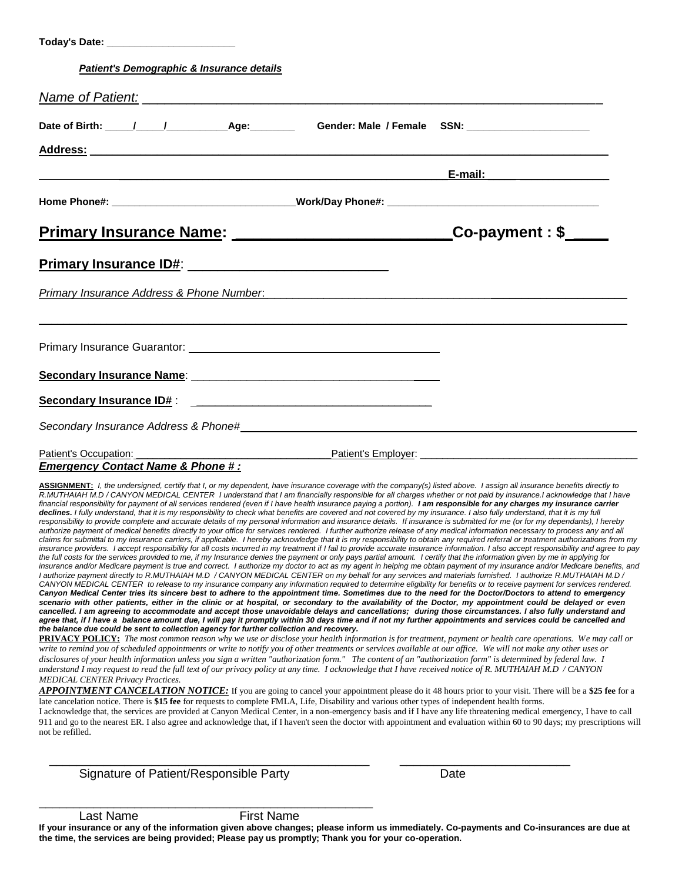**Today's Date: ______________________**

***Patient's Demographic & Insurance details***

*Name of Patient:* ____________________________________________________________

**Date of Birth: ____/____/__________Age:________ Gender: Male / Female SSN: ____________________**

**Address:** ____________________________________________________________

____________________________________________________________**E-mail:** ____________

**Home Phone#: ______________________________Work/Day Phone#: __________________________________**

## Primary Insurance Name: ________________________Co-payment : $____

**Primary Insurance ID#**: ___________________________

*Primary Insurance Address & Phone Number*: ____________________________________________

____________________________________________________________________________

Primary Insurance Guarantor: ________________________________

**Secondary Insurance Name**: ________________________________

**Secondary Insurance ID#** : ________________________________

*Secondary Insurance Address & Phone#* ____________________________________________

Patient's Occupation: ____________________________ Patient's Employer: ________________________________

***Emergency Contact Name & Phone # :***

**ASSIGNMENT:** *I, the undersigned, certify that I, or my dependent, have insurance coverage with the company(s) listed above. I assign all insurance benefits directly to R.MUTHAIAH M.D / CANYON MEDICAL CENTER I understand that I am financially responsible for all charges whether or not paid by insurance.I acknowledge that I have financial responsibility for payment of all services rendered (even if I have health insurance paying a portion).* ***I am responsible for any charges my insurance carrier declines.*** *I fully understand, that it is my responsibility to check what benefits are covered and not covered by my insurance. I also fully understand, that it is my full responsibility to provide complete and accurate details of my personal information and insurance details. If insurance is submitted for me (or for my dependants), I hereby authorize payment of medical benefits directly to your office for services rendered. I further authorize release of any medical information necessary to process any and all claims for submittal to my insurance carriers, if applicable. I hereby acknowledge that it is my responsibility to obtain any required referral or treatment authorizations from my insurance providers. I accept responsibility for all costs incurred in my treatment if I fail to provide accurate insurance information. I also accept responsibility and agree to pay the full costs for the services provided to me, if my Insurance denies the payment or only pays partial amount. I certify that the information given by me in applying for insurance and/or Medicare payment is true and correct. I authorize my doctor to act as my agent in helping me obtain payment of my insurance and/or Medicare benefits, and I authorize payment directly to R.MUTHAIAH M.D / CANYON MEDICAL CENTER on my behalf for any services and materials furnished. I authorize R.MUTHAIAH M.D / CANYON MEDICAL CENTER to release to my insurance company any information required to determine eligibility for benefits or to receive payment for services rendered.* ***Canyon Medical Center tries its sincere best to adhere to the appointment time. Sometimes due to the need for the Doctor/Doctors to attend to emergency scenario with other patients, either in the clinic or at hospital, or secondary to the availability of the Doctor, my appointment could be delayed or even cancelled. I am agreeing to accommodate and accept those unavoidable delays and cancellations; during those circumstances. I also fully understand and agree that, if I have a balance amount due, I will pay it promptly within 30 days time and if not my further appointments and services could be cancelled and the balance due could be sent to collection agency for further collection and recovery.***

**PRIVACY POLICY:** *The most common reason why we use or disclose your health information is for treatment, payment or health care operations. We may call or write to remind you of scheduled appointments or write to notify you of other treatments or services available at our office. We will not make any other uses or disclosures of your health information unless you sign a written "authorization form." The content of an "authorization form" is determined by federal law. I understand I may request to read the full text of our privacy policy at any time. I acknowledge that I have received notice of R. MUTHAIAH M.D / CANYON MEDICAL CENTER Privacy Practices.*

***APPOINTMENT CANCELATION NOTICE:*** If you are going to cancel your appointment please do it 48 hours prior to your visit. There will be a **$25 fee** for a late cancelation notice. There is **$15 fee** for requests to complete FMLA, Life, Disability and various other types of independent health forms.

I acknowledge that, the services are provided at Canyon Medical Center, in a non-emergency basis and if I have any life threatening medical emergency, I have to call 911 and go to the nearest ER. I also agree and acknowledge that, if I haven't seen the doctor with appointment and evaluation within 60 to 90 days; my prescriptions will not be refilled.

________________________________________ ____________________

Signature of Patient/Responsible Party Date

________________________________________

Last Name First Name

**If your insurance or any of the information given above changes; please inform us immediately. Co-payments and Co-insurances are due at the time, the services are being provided; Please pay us promptly; Thank you for your co-operation.**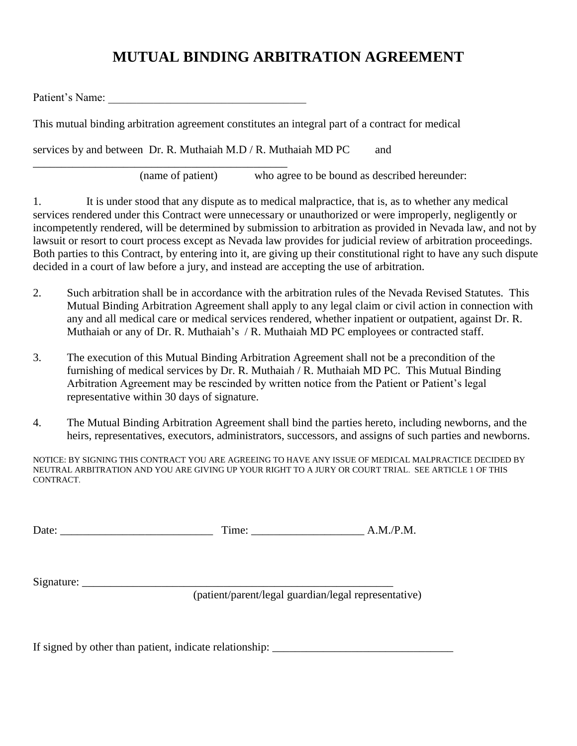# MUTUAL BINDING ARBITRATION AGREEMENT

Patient's Name: ___________________________________

This mutual binding arbitration agreement constitutes an integral part of a contract for medical services by and between Dr. R. Muthaiah M.D / R. Muthaiah MD PC and

_______________________________________________
(name of patient) who agree to be bound as described hereunder:

1. It is under stood that any dispute as to medical malpractice, that is, as to whether any medical services rendered under this Contract were unnecessary or unauthorized or were improperly, negligently or incompetently rendered, will be determined by submission to arbitration as provided in Nevada law, and not by lawsuit or resort to court process except as Nevada law provides for judicial review of arbitration proceedings. Both parties to this Contract, by entering into it, are giving up their constitutional right to have any such dispute decided in a court of law before a jury, and instead are accepting the use of arbitration.

2. Such arbitration shall be in accordance with the arbitration rules of the Nevada Revised Statutes. This Mutual Binding Arbitration Agreement shall apply to any legal claim or civil action in connection with any and all medical care or medical services rendered, whether inpatient or outpatient, against Dr. R. Muthaiah or any of Dr. R. Muthaiah's / R. Muthaiah MD PC employees or contracted staff.

3. The execution of this Mutual Binding Arbitration Agreement shall not be a precondition of the furnishing of medical services by Dr. R. Muthaiah / R. Muthaiah MD PC. This Mutual Binding Arbitration Agreement may be rescinded by written notice from the Patient or Patient's legal representative within 30 days of signature.

4. The Mutual Binding Arbitration Agreement shall bind the parties hereto, including newborns, and the heirs, representatives, executors, administrators, successors, and assigns of such parties and newborns.

NOTICE: BY SIGNING THIS CONTRACT YOU ARE AGREEING TO HAVE ANY ISSUE OF MEDICAL MALPRACTICE DECIDED BY NEUTRAL ARBITRATION AND YOU ARE GIVING UP YOUR RIGHT TO A JURY OR COURT TRIAL. SEE ARTICLE 1 OF THIS CONTRACT.

Date: ___________________________ Time: ____________________ A.M./P.M.

Signature: __________________________________________________________
(patient/parent/legal guardian/legal representative)

If signed by other than patient, indicate relationship: ________________________________